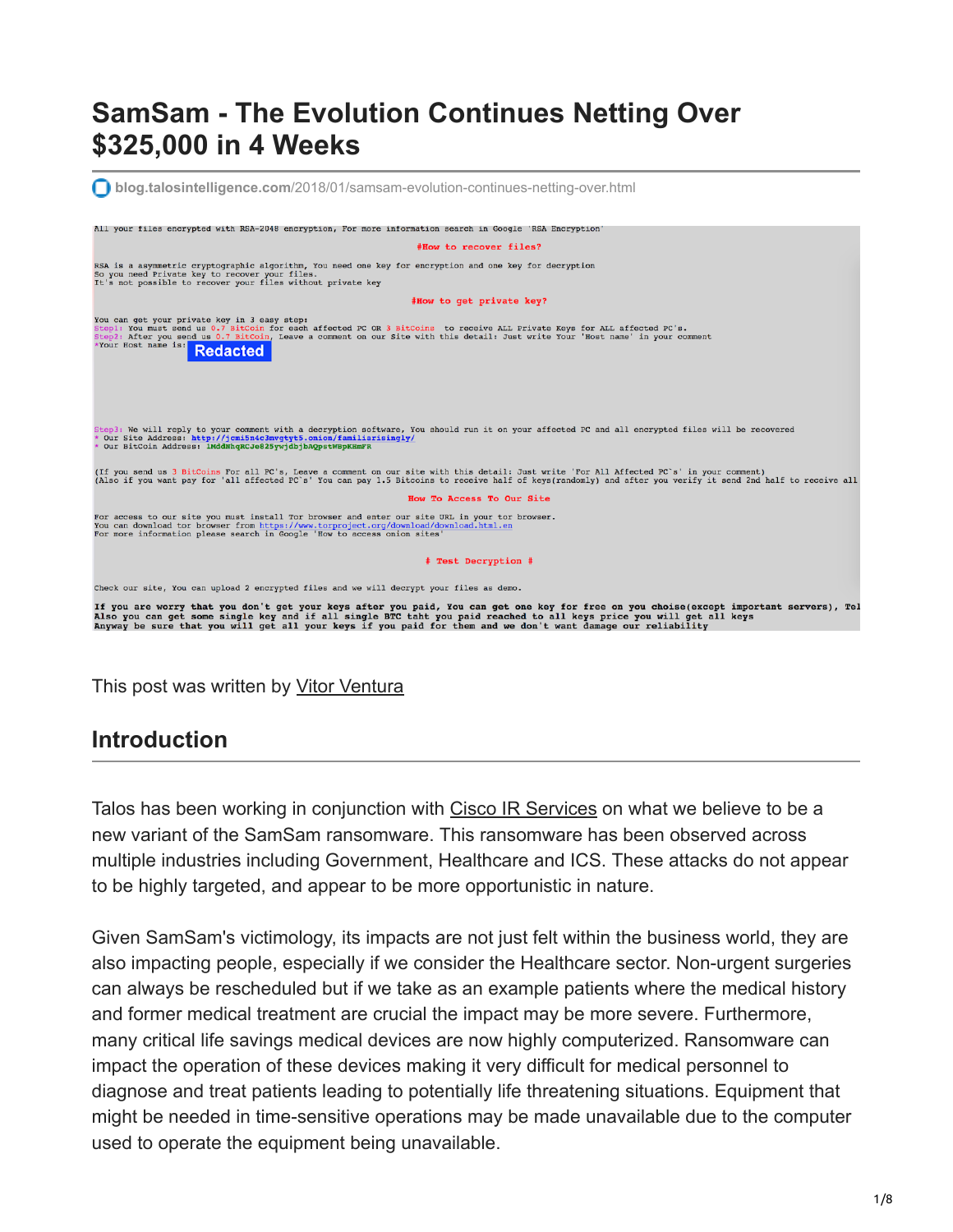# SamSam - The Evolution Continues Netting Over $325,000 in 4 Weeks

blog.talosintelligence.com/2018/01/samsam-evolution-continues-netting-over.html

```
All your files encrypted with RSA-2048 encryption, For more information search in Google 'RSA Encryption'

#How to recover files?

RSA is a asymmetric cryptographic algorithm, You need one key for encryption and one key for decryption
So you need Private key to recover your files.
It's not possible to recover your files without private key

#How to get private key?

You can get your private key in 3 easy step:
Step1: You must send us 0.7 BitCoin for each affected PC OR 3 BitCoins to receive ALL Private Keys for ALL affected PC's.
Step2: After you send us 0.7 BitCoin, Leave a comment on our Site with this detail: Just write Your 'Host name' in your comment
*Your Host name is: Redacted

Step3: We will reply to your comment with a decryption software, You should run it on your affected PC and all encrypted files will be recovered
* Our Site Address: http://jcmi5n4c3mvgtyt5.onion/familiarisingly/
* Our BitCoin Address: 1MddNhqRCJe825ywjdbjbAQpstWBpKHmFR

(If you send us 3 BitCoins For all PC's, Leave a comment on our site with this detail: Just write 'For All Affected PC's' in your comment)
(Also if you want pay for 'all affected PC's' You can pay 1.5 Bitcoins to receive half of keys(randomly) and after you verify it send 2nd half to receive all

How To Access To Our Site

For access to our site you must install Tor browser and enter our site URL in your tor browser.
You can download tor browser from https://www.torproject.org/download/download.html.en
For more information please search in Google 'How to access onion sites'

# Test Decryption #

Check our site, You can upload 2 encrypted files and we will decrypt your files as demo.

If you are worry that you don't get your keys after you paid, You can get one key for free on you choise(except important servers), Tol
Also you can get some single key and if all single BTC taht you paid reached to all keys price you will get all keys
Anyway be sure that you will get all your keys if you paid for them and we don't want damage our reliability
```

This post was written by Vitor Ventura

## Introduction

Talos has been working in conjunction with Cisco IR Services on what we believe to be a new variant of the SamSam ransomware. This ransomware has been observed across multiple industries including Government, Healthcare and ICS. These attacks do not appear to be highly targeted, and appear to be more opportunistic in nature.

Given SamSam's victimology, its impacts are not just felt within the business world, they are also impacting people, especially if we consider the Healthcare sector. Non-urgent surgeries can always be rescheduled but if we take as an example patients where the medical history and former medical treatment are crucial the impact may be more severe. Furthermore, many critical life savings medical devices are now highly computerized. Ransomware can impact the operation of these devices making it very difficult for medical personnel to diagnose and treat patients leading to potentially life threatening situations. Equipment that might be needed in time-sensitive operations may be made unavailable due to the computer used to operate the equipment being unavailable.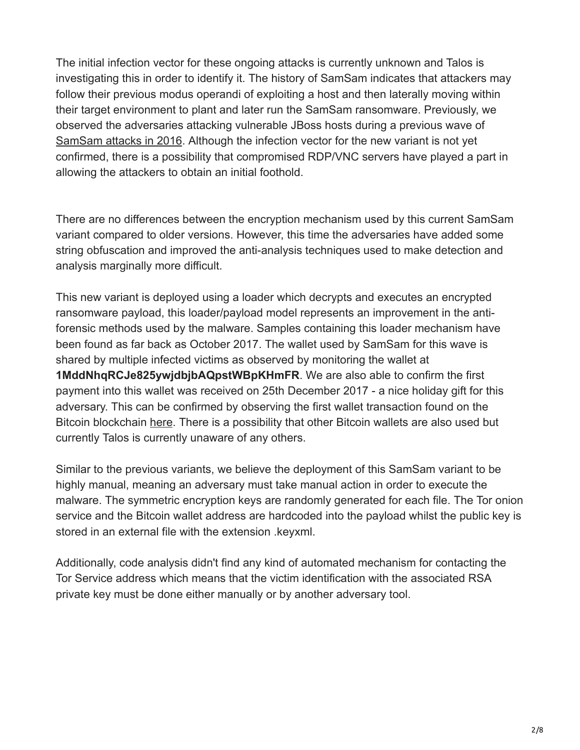The initial infection vector for these ongoing attacks is currently unknown and Talos is investigating this in order to identify it. The history of SamSam indicates that attackers may follow their previous modus operandi of exploiting a host and then laterally moving within their target environment to plant and later run the SamSam ransomware. Previously, we observed the adversaries attacking vulnerable JBoss hosts during a previous wave of SamSam attacks in 2016. Although the infection vector for the new variant is not yet confirmed, there is a possibility that compromised RDP/VNC servers have played a part in allowing the attackers to obtain an initial foothold.

There are no differences between the encryption mechanism used by this current SamSam variant compared to older versions. However, this time the adversaries have added some string obfuscation and improved the anti-analysis techniques used to make detection and analysis marginally more difficult.

This new variant is deployed using a loader which decrypts and executes an encrypted ransomware payload, this loader/payload model represents an improvement in the anti-forensic methods used by the malware. Samples containing this loader mechanism have been found as far back as October 2017. The wallet used by SamSam for this wave is shared by multiple infected victims as observed by monitoring the wallet at **1MddNhqRCJe825ywjdbjbAQpstWBpKHmFR**. We are also able to confirm the first payment into this wallet was received on 25th December 2017 - a nice holiday gift for this adversary. This can be confirmed by observing the first wallet transaction found on the Bitcoin blockchain here. There is a possibility that other Bitcoin wallets are also used but currently Talos is currently unaware of any others.

Similar to the previous variants, we believe the deployment of this SamSam variant to be highly manual, meaning an adversary must take manual action in order to execute the malware. The symmetric encryption keys are randomly generated for each file. The Tor onion service and the Bitcoin wallet address are hardcoded into the payload whilst the public key is stored in an external file with the extension .keyxml.

Additionally, code analysis didn't find any kind of automated mechanism for contacting the Tor Service address which means that the victim identification with the associated RSA private key must be done either manually or by another adversary tool.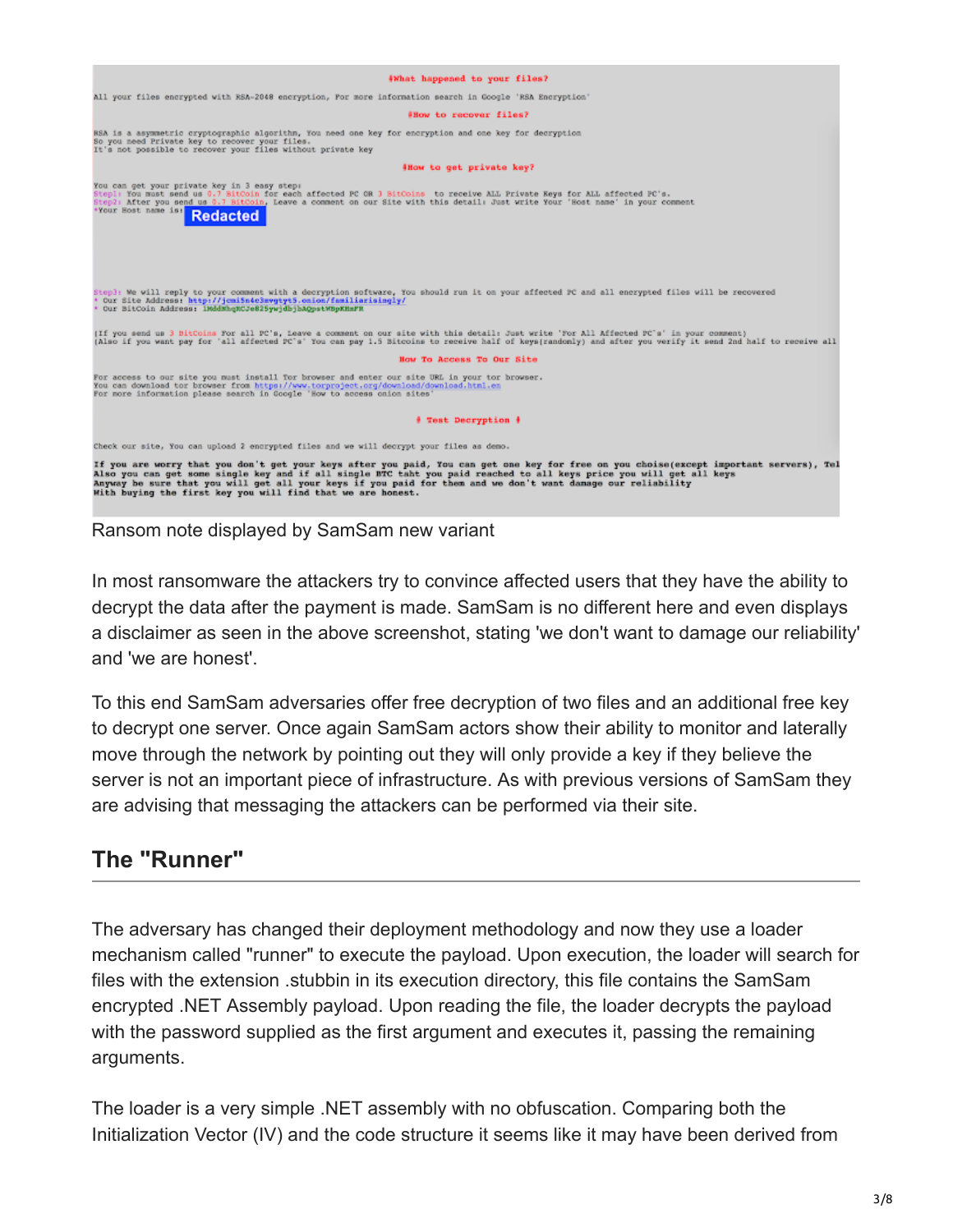#What happened to your files?

All your files encrypted with RSA-2048 encryption, For more information search in Google 'RSA Encryption'

#How to recover files?

RSA is a asymmetric cryptographic algorithm, You need one key for encryption and one key for decryption
So you need Private key to recover your files.
It's not possible to recover your files without private key

#How to get private key?

You can get your private key in 3 easy step:
Step1: You must send us 0.7 BitCoin for each affected PC OR 3 BitCoins to receive ALL Private Keys for ALL affected PC's.
Step2: After you send us 0.7 BitCoin, Leave a comment on our Site with this detail: Just write Your 'Host name' in your comment
*Your Host name is: Redacted

Step3: We will reply to your comment with a decryption software, You should run it on your affected PC and all encrypted files will be recovered
* Our Site Address: http://jcmi5n4c3mvgtyt5.onion/familiarisingly/
* Our BitCoin Address: 1MddNhqNCJe825ywjdbjbAQpstWBpKHzFR

(If you send us 3 BitCoins For all PC's, Leave a comment on our site with this detail: Just write 'For All Affected PC's' in your comment)
(Also if you want pay for 'all affected PC's' You can pay 1.5 Bitcoins to receive half of keys(randomly) and after you verify it send 2nd half to receive all

How To Access To Our Site

For access to our site you must install Tor browser and enter our site URL in your tor browser.
You can download tor browser from https://www.torproject.org/download/download.html.en
For more information please search in Google 'How to access onion sites'

# Test Decryption #

Check our site, You can upload 2 encrypted files and we will decrypt your files as demo.

**If you are worry that you don't get your keys after you paid, You can get one key for free on you choise(except important servers), Tel**
**Also you can get some single key and if all single BTC taht you paid reached to all keys price you will get all keys**
**Anyway be sure that you will get all your keys if you paid for them and we don't want damage our reliability**
**With buying the first key you will find that we are honest.**

Ransom note displayed by SamSam new variant

In most ransomware the attackers try to convince affected users that they have the ability to decrypt the data after the payment is made. SamSam is no different here and even displays a disclaimer as seen in the above screenshot, stating 'we don't want to damage our reliability' and 'we are honest'.

To this end SamSam adversaries offer free decryption of two files and an additional free key to decrypt one server. Once again SamSam actors show their ability to monitor and laterally move through the network by pointing out they will only provide a key if they believe the server is not an important piece of infrastructure. As with previous versions of SamSam they are advising that messaging the attackers can be performed via their site.

## The "Runner"

The adversary has changed their deployment methodology and now they use a loader mechanism called "runner" to execute the payload. Upon execution, the loader will search for files with the extension .stubbin in its execution directory, this file contains the SamSam encrypted .NET Assembly payload. Upon reading the file, the loader decrypts the payload with the password supplied as the first argument and executes it, passing the remaining arguments.

The loader is a very simple .NET assembly with no obfuscation. Comparing both the Initialization Vector (IV) and the code structure it seems like it may have been derived from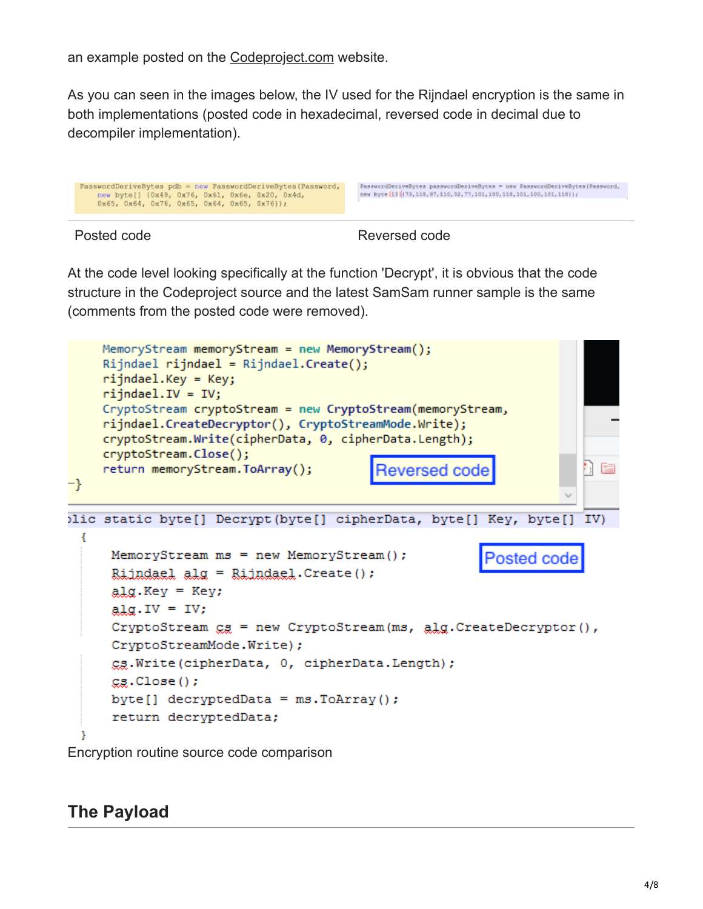an example posted on the Codeproject.com website.

As you can seen in the images below, the IV used for the Rijndael encryption is the same in both implementations (posted code in hexadecimal, reversed code in decimal due to decompiler implementation).

```
PasswordDeriveBytes pdb = new PasswordDeriveBytes(Password,
    new byte[] {0x49, 0x76, 0x61, 0x6e, 0x20, 0x4d,
    0x65, 0x64, 0x76, 0x65, 0x64, 0x65, 0x76});
```

```
PasswordDeriveBytes passwordDeriveBytes = new PasswordDeriveBytes(Password,
new byte[13]{73,118,97,110,32,77,101,100,118,101,100,101,118});
```

| Posted code | Reversed code |
| --- | --- |

At the code level looking specifically at the function 'Decrypt', it is obvious that the code structure in the Codeproject source and the latest SamSam runner sample is the same (comments from the posted code were removed).

Reversed code

```
    MemoryStream memoryStream = new MemoryStream();
    Rijndael rijndael = Rijndael.Create();
    rijndael.Key = Key;
    rijndael.IV = IV;
    CryptoStream cryptoStream = new CryptoStream(memoryStream,
    rijndael.CreateDecryptor(), CryptoStreamMode.Write);
    cryptoStream.Write(cipherData, 0, cipherData.Length);
    cryptoStream.Close();
    return memoryStream.ToArray();
-}
```

Posted code

```
blic static byte[] Decrypt(byte[] cipherData, byte[] Key, byte[] IV)
 {
     MemoryStream ms = new MemoryStream();
     Rijndael alg = Rijndael.Create();
     alg.Key = Key;
     alg.IV = IV;
     CryptoStream cs = new CryptoStream(ms, alg.CreateDecryptor(),
     CryptoStreamMode.Write);
     cs.Write(cipherData, 0, cipherData.Length);
     cs.Close();
     byte[] decryptedData = ms.ToArray();
     return decryptedData;
 }
```

Encryption routine source code comparison

## The Payload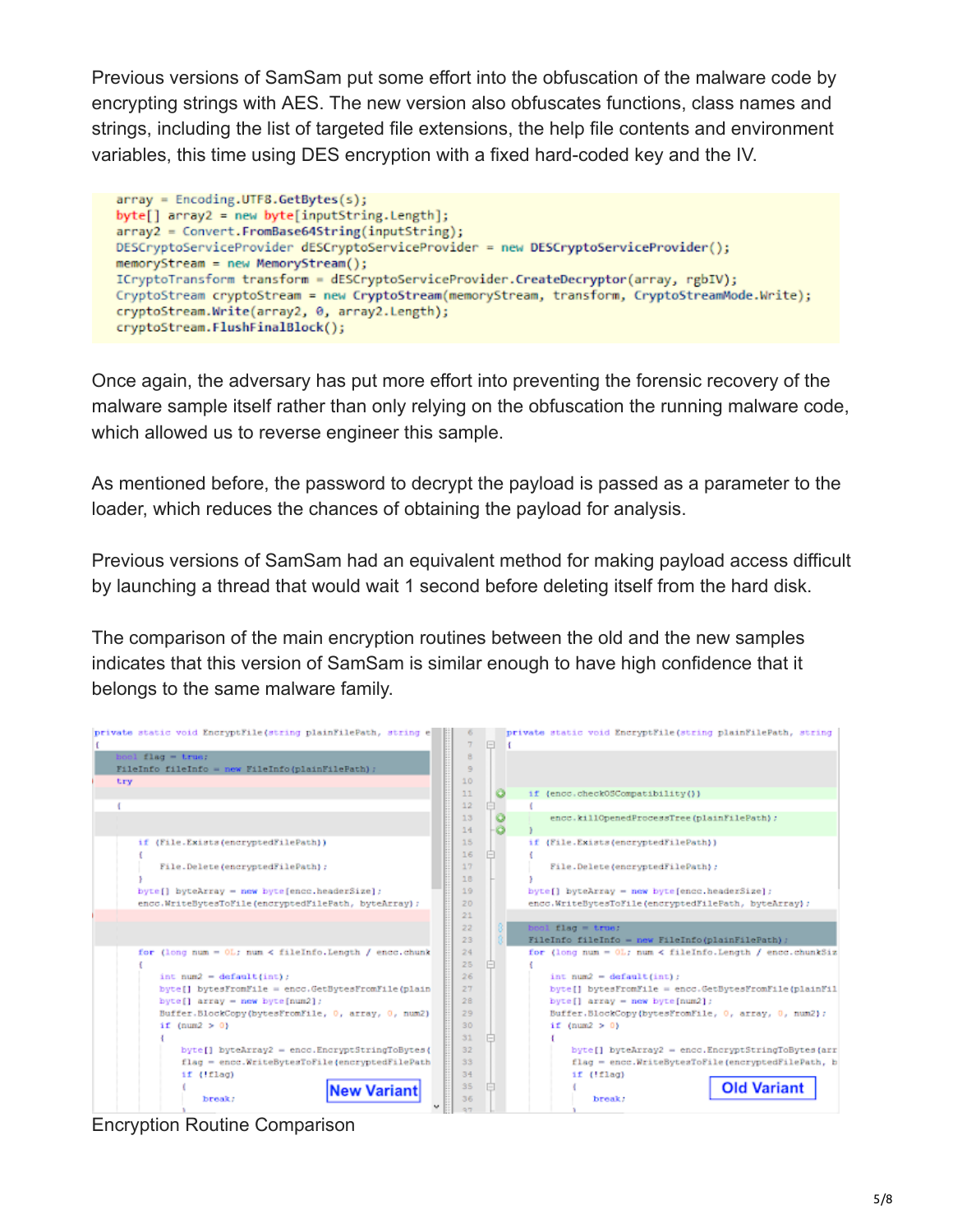Previous versions of SamSam put some effort into the obfuscation of the malware code by encrypting strings with AES. The new version also obfuscates functions, class names and strings, including the list of targeted file extensions, the help file contents and environment variables, this time using DES encryption with a fixed hard-coded key and the IV.

```
array = Encoding.UTF8.GetBytes(s);
byte[] array2 = new byte[inputString.Length];
array2 = Convert.FromBase64String(inputString);
DESCryptoServiceProvider dESCryptoServiceProvider = new DESCryptoServiceProvider();
memoryStream = new MemoryStream();
ICryptoTransform transform = dESCryptoServiceProvider.CreateDecryptor(array, rgbIV);
CryptoStream cryptoStream = new CryptoStream(memoryStream, transform, CryptoStreamMode.Write);
cryptoStream.Write(array2, 0, array2.Length);
cryptoStream.FlushFinalBlock();
```

Once again, the adversary has put more effort into preventing the forensic recovery of the malware sample itself rather than only relying on the obfuscation the running malware code, which allowed us to reverse engineer this sample.

As mentioned before, the password to decrypt the payload is passed as a parameter to the loader, which reduces the chances of obtaining the payload for analysis.

Previous versions of SamSam had an equivalent method for making payload access difficult by launching a thread that would wait 1 second before deleting itself from the hard disk.

The comparison of the main encryption routines between the old and the new samples indicates that this version of SamSam is similar enough to have high confidence that it belongs to the same malware family.

Encryption Routine Comparison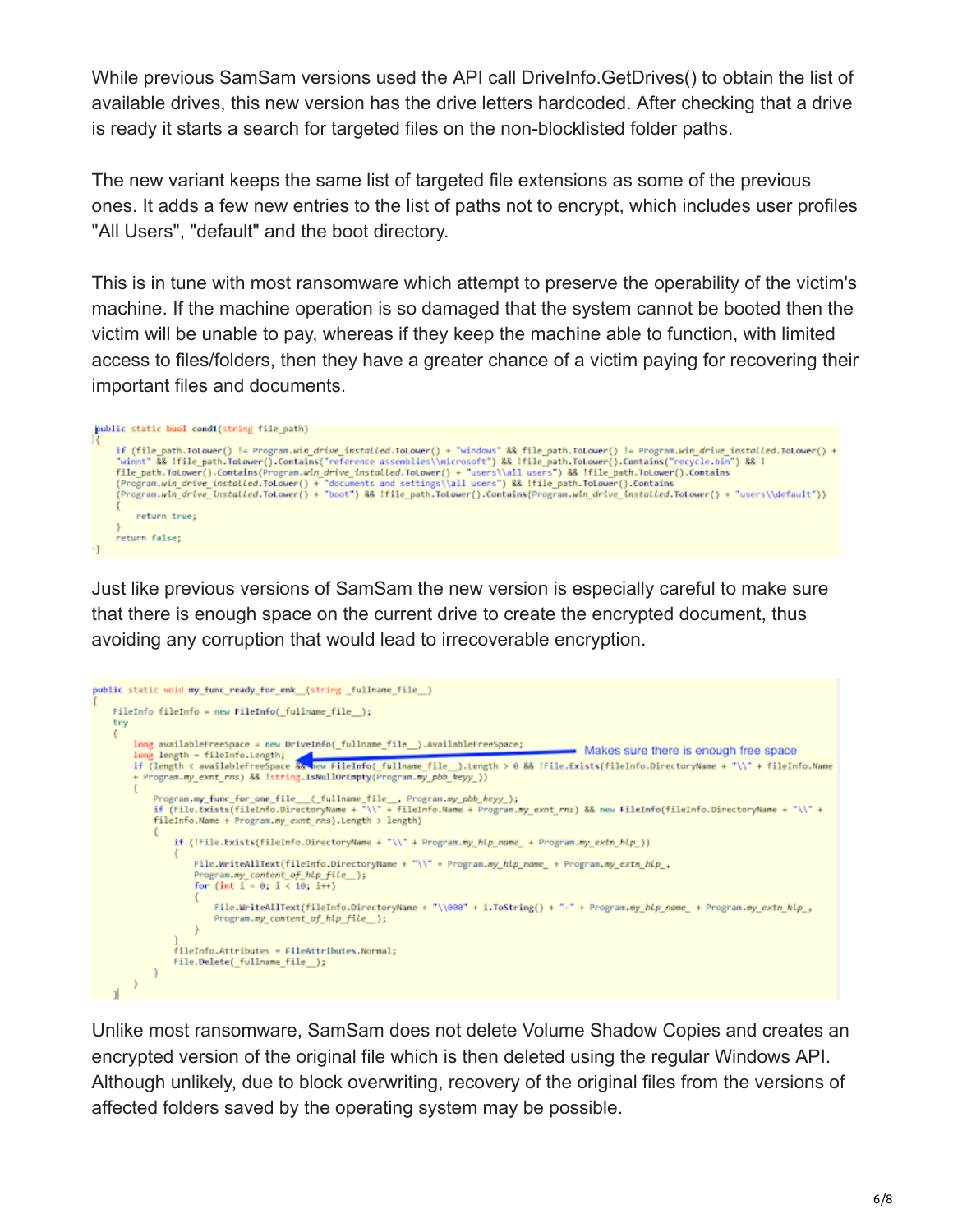While previous SamSam versions used the API call DriveInfo.GetDrives() to obtain the list of available drives, this new version has the drive letters hardcoded. After checking that a drive is ready it starts a search for targeted files on the non-blocklisted folder paths.

The new variant keeps the same list of targeted file extensions as some of the previous ones. It adds a few new entries to the list of paths not to encrypt, which includes user profiles "All Users", "default" and the boot directory.

This is in tune with most ransomware which attempt to preserve the operability of the victim's machine. If the machine operation is so damaged that the system cannot be booted then the victim will be unable to pay, whereas if they keep the machine able to function, with limited access to files/folders, then they have a greater chance of a victim paying for recovering their important files and documents.

```
public static bool cond1(string file_path)
{
    if (file_path.ToLower() != Program.win_drive_installed.ToLower() + "windows" && file_path.ToLower() != Program.win_drive_installed.ToLower() +
    "winnt" && !file_path.ToLower().Contains("reference assemblies\\microsoft") && !file_path.ToLower().Contains("recycle.bin") && !
    file_path.ToLower().Contains(Program.win_drive_installed.ToLower() + "users\\all users") && !file_path.ToLower().Contains
    (Program.win_drive_installed.ToLower() + "documents and settings\\all users") && !file_path.ToLower().Contains
    (Program.win_drive_installed.ToLower() + "boot") && !file_path.ToLower().Contains(Program.win_drive_installed.ToLower() + "users\\default"))
    {
        return true;
    }
    return false;
}
```

Just like previous versions of SamSam the new version is especially careful to make sure that there is enough space on the current drive to create the encrypted document, thus avoiding any corruption that would lead to irrecoverable encryption.

```
public static void my_func_ready_for_enk__(string _fullname_file__)
{
    FileInfo fileInfo = new FileInfo(_fullname_file__);
    try
    {
        long availableFreeSpace = new DriveInfo(_fullname_file__).AvailableFreeSpace;
        long length = fileInfo.Length;                                    // Makes sure there is enough free space
        if (length < availableFreeSpace && new FileInfo(_fullname_file__).Length > 0 && !File.Exists(fileInfo.DirectoryName + "\\" + fileInfo.Name
        + Program.my_exnt_rns) && !string.IsNullOrEmpty(Program.my_pbb_keyy_))
        {
            Program.my_func_for_one_file___(_fullname_file__, Program.my_pbb_keyy_);
            if (File.Exists(fileInfo.DirectoryName + "\\" + fileInfo.Name + Program.my_exnt_rns) && new FileInfo(fileInfo.DirectoryName + "\\" +
            fileInfo.Name + Program.my_exnt_rns).Length > length)
            {
                if (!File.Exists(fileInfo.DirectoryName + "\\" + Program.my_hlp_name_ + Program.my_extn_hlp_))
                {
                    File.WriteAllText(fileInfo.DirectoryName + "\\" + Program.my_hlp_name_ + Program.my_extn_hlp_,
                    Program.my_content_of_hlp_file__);
                    for (int i = 0; i < 10; i++)
                    {
                        File.WriteAllText(fileInfo.DirectoryName + "\\000" + i.ToString() + "-" + Program.my_hlp_name_ + Program.my_extn_hlp_,
                        Program.my_content_of_hlp_file__);
                    }
                }
                fileInfo.Attributes = FileAttributes.Normal;
                File.Delete(_fullname_file__);
            }
        }
    }
```

Unlike most ransomware, SamSam does not delete Volume Shadow Copies and creates an encrypted version of the original file which is then deleted using the regular Windows API. Although unlikely, due to block overwriting, recovery of the original files from the versions of affected folders saved by the operating system may be possible.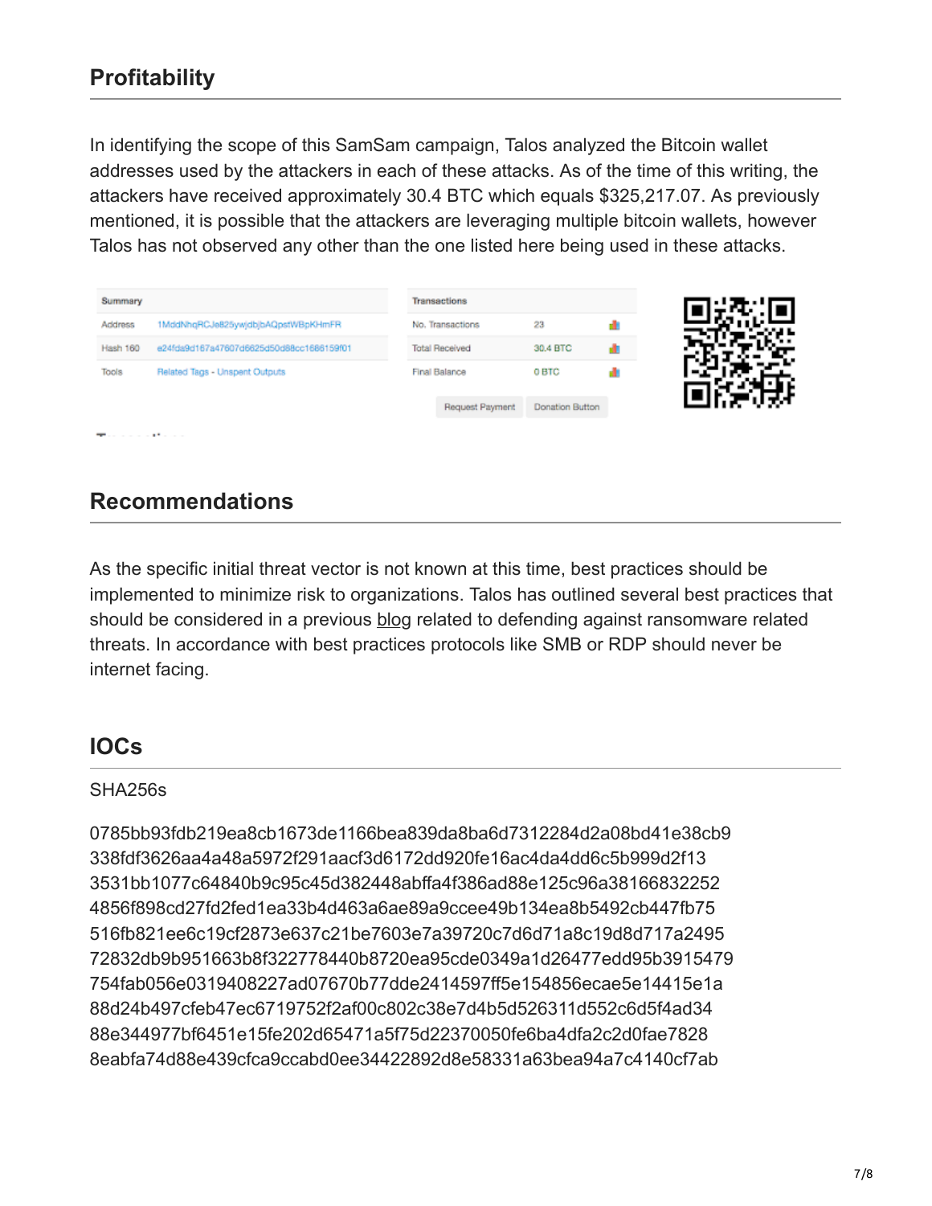## Profitability

In identifying the scope of this SamSam campaign, Talos analyzed the Bitcoin wallet addresses used by the attackers in each of these attacks. As of the time of this writing, the attackers have received approximately 30.4 BTC which equals $325,217.07. As previously mentioned, it is possible that the attackers are leveraging multiple bitcoin wallets, however Talos has not observed any other than the one listed here being used in these attacks.

| Summary | |
|---|---|
| Address | 1MddNhqRCJe825ywjdbjbAQpstWBpKHmFR |
| Hash 160 | e24fda9d167a47607d6625d50d88cc1686159f01 |
| Tools | Related Tags - Unspent Outputs |

| Transactions | |
|---|---|
| No. Transactions | 23 |
| Total Received | 30.4 BTC |
| Final Balance | 0 BTC |

## Recommendations

As the specific initial threat vector is not known at this time, best practices should be implemented to minimize risk to organizations. Talos has outlined several best practices that should be considered in a previous blog related to defending against ransomware related threats. In accordance with best practices protocols like SMB or RDP should never be internet facing.

## IOCs

SHA256s

0785bb93fdb219ea8cb1673de1166bea839da8ba6d7312284d2a08bd41e38cb9
338fdf3626aa4a48a5972f291aacf3d6172dd920fe16ac4da4dd6c5b999d2f13
3531bb1077c64840b9c95c45d382448abffa4f386ad88e125c96a38166832252
4856f898cd27fd2fed1ea33b4d463a6ae89a9ccee49b134ea8b5492cb447fb75
516fb821ee6c19cf2873e637c21be7603e7a39720c7d6d71a8c19d8d717a2495
72832db9b951663b8f322778440b8720ea95cde0349a1d26477edd95b3915479
754fab056e0319408227ad07670b77dde2414597ff5e154856ecae5e14415e1a
88d24b497cfeb47ec6719752f2af00c802c38e7d4b5d526311d552c6d5f4ad34
88e344977bf6451e15fe202d65471a5f75d22370050fe6ba4dfa2c2d0fae7828
8eabfa74d88e439cfca9ccabd0ee34422892d8e58331a63bea94a7c4140cf7ab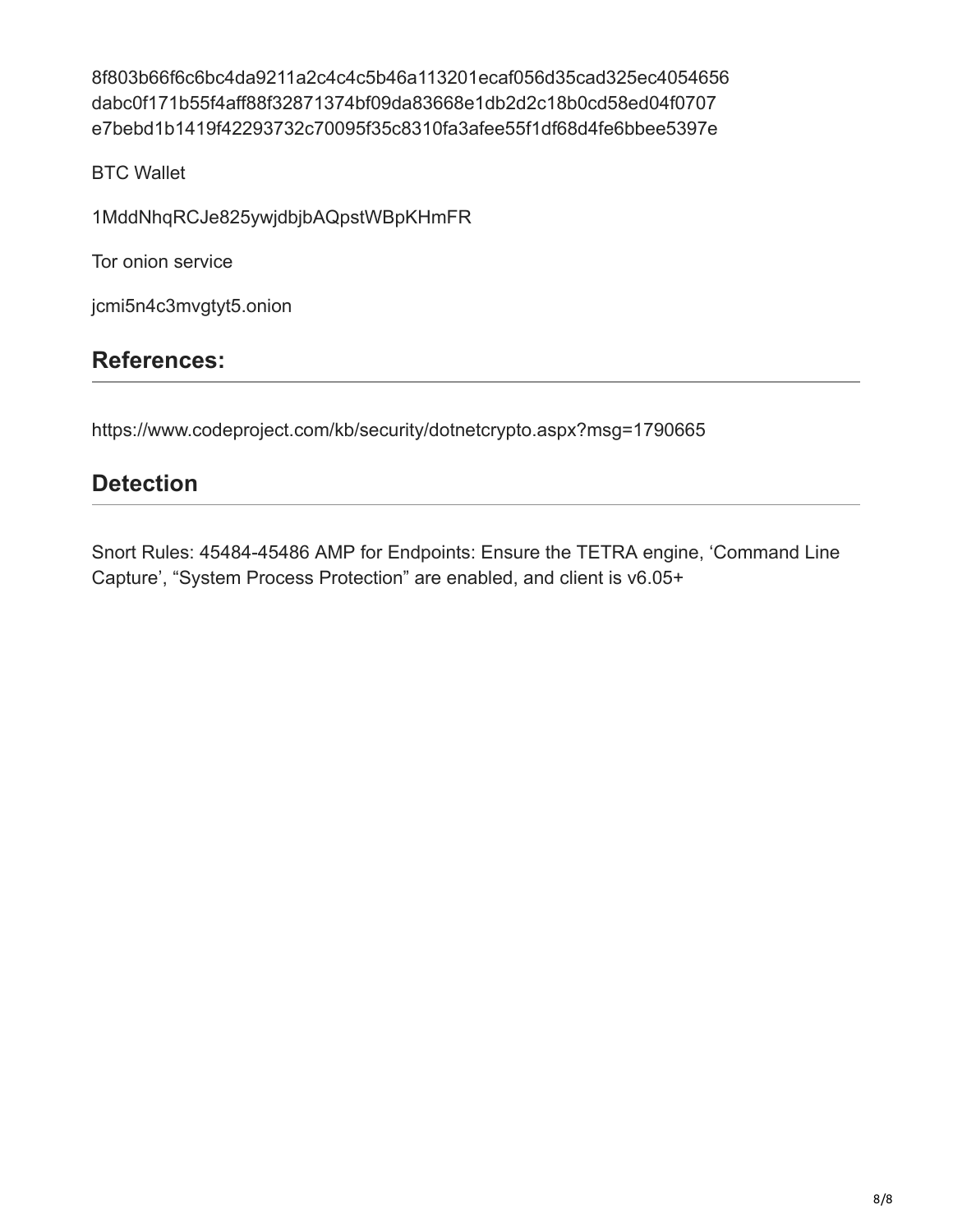8f803b66f6c6bc4da9211a2c4c4c5b46a113201ecaf056d35cad325ec4054656
dabc0f171b55f4aff88f32871374bf09da83668e1db2d2c18b0cd58ed04f0707
e7bebd1b1419f42293732c70095f35c8310fa3afee55f1df68d4fe6bbee5397e

BTC Wallet

1MddNhqRCJe825ywjdbjbAQpstWBpKHmFR

Tor onion service

jcmi5n4c3mvgtyt5.onion

## References:

https://www.codeproject.com/kb/security/dotnetcrypto.aspx?msg=1790665

## Detection

Snort Rules: 45484-45486 AMP for Endpoints: Ensure the TETRA engine, ‘Command Line Capture’, “System Process Protection” are enabled, and client is v6.05+